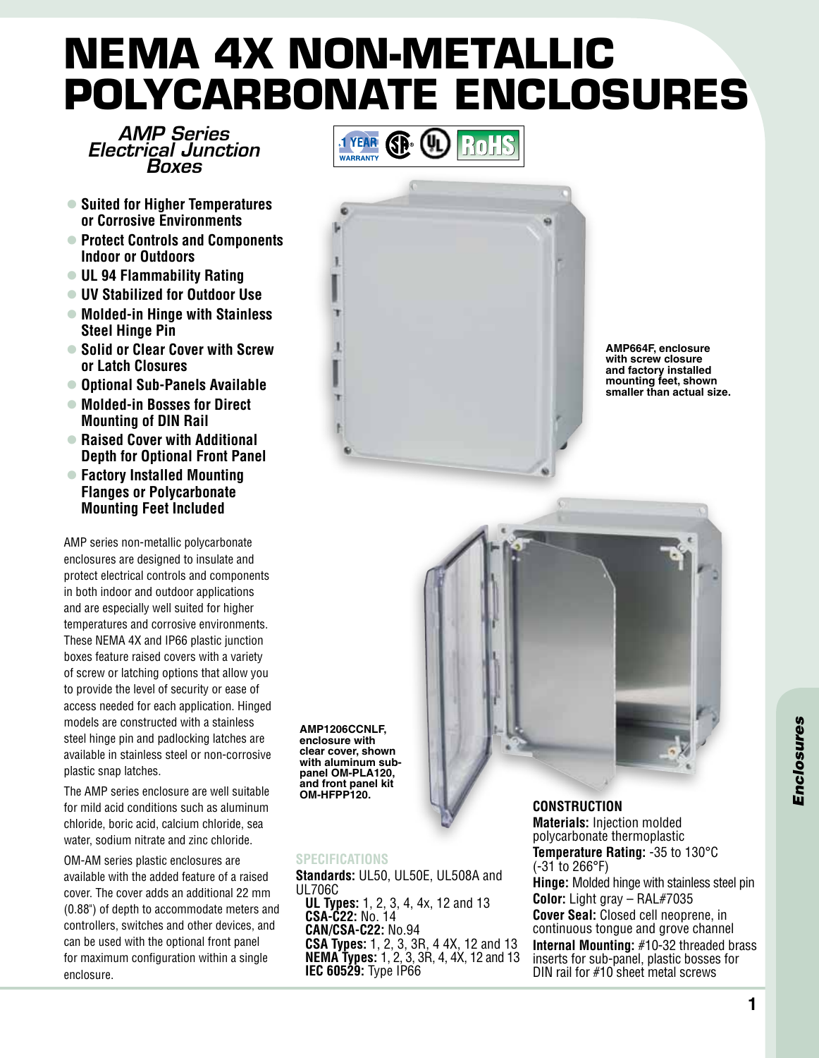# NEMA 4X NON-METALLIC POLYCARBONATE ENCLOSURES

## *AMP Series Electrical Junction Boxes*

1 YEAR WARRANTY | SP | UL | RoHS

- **Suited for Higher Temperatures or Corrosive Environments**
- **Protect Controls and Components Indoor or Outdoors**
- **UL 94 Flammability Rating**
- **UV Stabilized for Outdoor Use**
- **Molded-in Hinge with Stainless Steel Hinge Pin**
- **Solid or Clear Cover with Screw or Latch Closures**
- **Optional Sub-Panels Available**
- **Molded-in Bosses for Direct Mounting of DIN Rail**
- **Raised Cover with Additional Depth for Optional Front Panel**
- **Factory Installed Mounting Flanges or Polycarbonate Mounting Feet Included**

AMP series non-metallic polycarbonate enclosures are designed to insulate and protect electrical controls and components in both indoor and outdoor applications and are especially well suited for higher temperatures and corrosive environments. These NEMA 4X and IP66 plastic junction boxes feature raised covers with a variety of screw or latching options that allow you to provide the level of security or ease of access needed for each application. Hinged models are constructed with a stainless steel hinge pin and padlocking latches are available in stainless steel or non-corrosive plastic snap latches.

The AMP series enclosure are well suitable for mild acid conditions such as aluminum chloride, boric acid, calcium chloride, sea water, sodium nitrate and zinc chloride.

OM-AM series plastic enclosures are available with the added feature of a raised cover. The cover adds an additional 22 mm (0.88") of depth to accommodate meters and controllers, switches and other devices, and can be used with the optional front panel for maximum configuration within a single enclosure.

**AMP664F, enclosure with screw closure and factory installed mounting feet, shown smaller than actual size.**

**AMP1206CCNLF, enclosure with clear cover, shown with aluminum sub-panel OM-PLA120, and front panel kit OM-HFPP120.**

### SPECIFICATIONS

**Standards:** UL50, UL50E, UL508A and UL706C
**UL Types:** 1, 2, 3, 4, 4x, 12 and 13
**CSA-C22:** No. 14
**CAN/CSA-C22:** No.94
**CSA Types:** 1, 2, 3, 3R, 4 4X, 12 and 13
**NEMA Types:** 1, 2, 3, 3R, 4, 4X, 12 and 13
**IEC 60529:** Type IP66

### CONSTRUCTION

**Materials:** Injection molded polycarbonate thermoplastic
**Temperature Rating:** -35 to 130°C (-31 to 266°F)
**Hinge:** Molded hinge with stainless steel pin
**Color:** Light gray – RAL#7035
**Cover Seal:** Closed cell neoprene, in continuous tongue and grove channel
**Internal Mounting:** #10-32 threaded brass inserts for sub-panel, plastic bosses for DIN rail for #10 sheet metal screws

*Enclosures*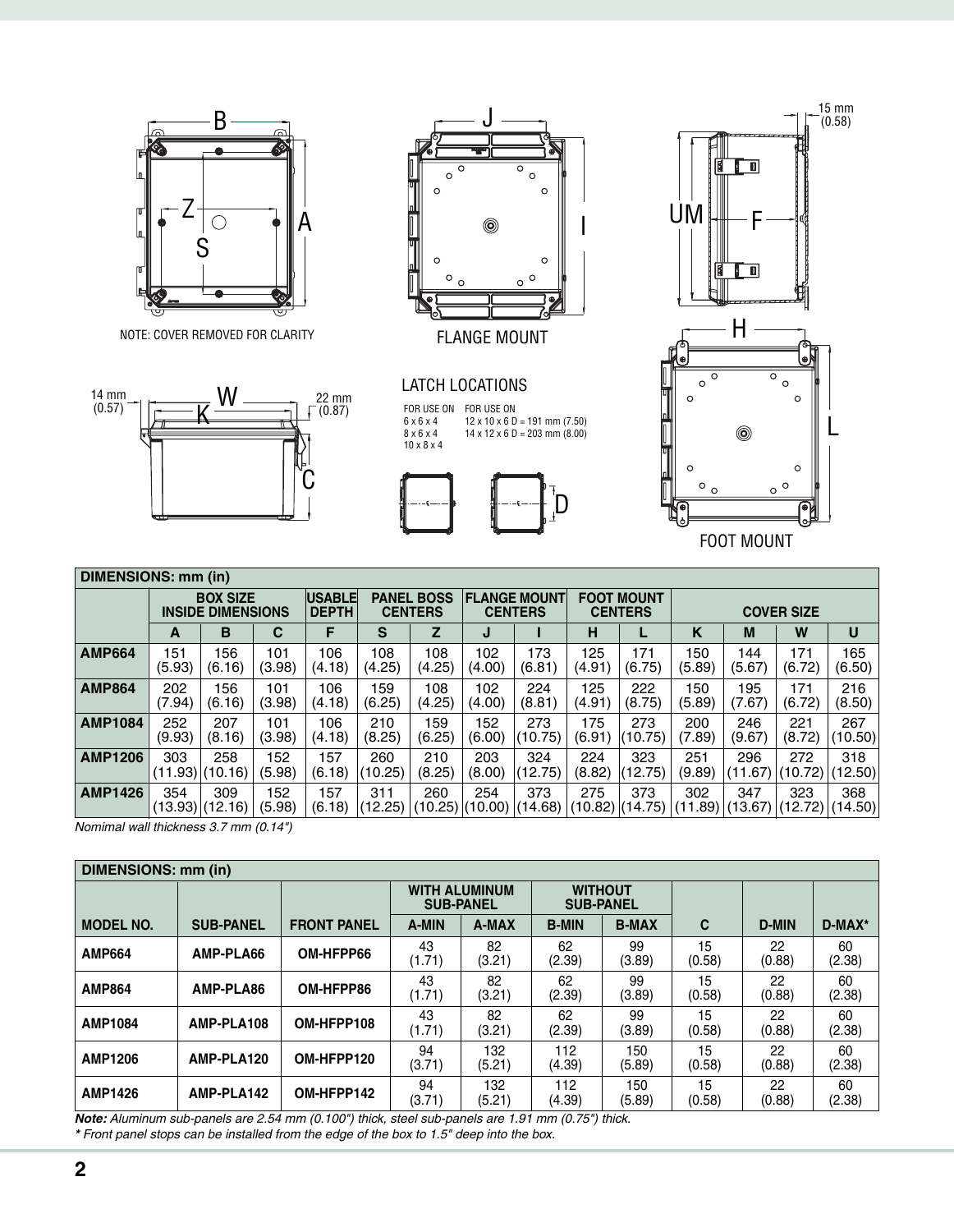NOTE: COVER REMOVED FOR CLARITY

FLANGE MOUNT

LATCH LOCATIONS

FOR USE ON 6 x 6 x 4, 8 x 6 x 4, 10 x 8 x 4

FOR USE ON 12 x 10 x 6 D = 191 mm (7.50), 14 x 12 x 6 D = 203 mm (8.00)

FOOT MOUNT

| DIMENSIONS: mm (in) | | | | | | | | | | | | | | |
|---|---|---|---|---|---|---|---|---|---|---|---|---|---|---|
| | BOX SIZE INSIDE DIMENSIONS | | | USABLE DEPTH | PANEL BOSS CENTERS | | FLANGE MOUNT CENTERS | | FOOT MOUNT CENTERS | | COVER SIZE | | | |
| | A | B | C | F | S | Z | J | I | H | L | K | M | W | U |
| AMP664 | 151 (5.93) | 156 (6.16) | 101 (3.98) | 106 (4.18) | 108 (4.25) | 108 (4.25) | 102 (4.00) | 173 (6.81) | 125 (4.91) | 171 (6.75) | 150 (5.89) | 144 (5.67) | 171 (6.72) | 165 (6.50) |
| AMP864 | 202 (7.94) | 156 (6.16) | 101 (3.98) | 106 (4.18) | 159 (6.25) | 108 (4.25) | 102 (4.00) | 224 (8.81) | 125 (4.91) | 222 (8.75) | 150 (5.89) | 195 (7.67) | 171 (6.72) | 216 (8.50) |
| AMP1084 | 252 (9.93) | 207 (8.16) | 101 (3.98) | 106 (4.18) | 210 (8.25) | 159 (6.25) | 152 (6.00) | 273 (10.75) | 175 (6.91) | 273 (10.75) | 200 (7.89) | 246 (9.67) | 221 (8.72) | 267 (10.50) |
| AMP1206 | 303 (11.93) | 258 (10.16) | 152 (5.98) | 157 (6.18) | 260 (10.25) | 210 (8.25) | 203 (8.00) | 324 (12.75) | 224 (8.82) | 323 (12.75) | 251 (9.89) | 296 (11.67) | 272 (10.72) | 318 (12.50) |
| AMP1426 | 354 (13.93) | 309 (12.16) | 152 (5.98) | 157 (6.18) | 311 (12.25) | 260 (10.25) | 254 (10.00) | 373 (14.68) | 275 (10.82) | 373 (14.75) | 302 (11.89) | 347 (13.67) | 323 (12.72) | 368 (14.50) |

*Nomimal wall thickness 3.7 mm (0.14")*

| DIMENSIONS: mm (in) | | | | | | | | | |
|---|---|---|---|---|---|---|---|---|---|
| | | | WITH ALUMINUM SUB-PANEL | | WITHOUT SUB-PANEL | | | | |
| MODEL NO. | SUB-PANEL | FRONT PANEL | A-MIN | A-MAX | B-MIN | B-MAX | C | D-MIN | D-MAX* |
| AMP664 | AMP-PLA66 | OM-HFPP66 | 43 (1.71) | 82 (3.21) | 62 (2.39) | 99 (3.89) | 15 (0.58) | 22 (0.88) | 60 (2.38) |
| AMP864 | AMP-PLA86 | OM-HFPP86 | 43 (1.71) | 82 (3.21) | 62 (2.39) | 99 (3.89) | 15 (0.58) | 22 (0.88) | 60 (2.38) |
| AMP1084 | AMP-PLA108 | OM-HFPP108 | 43 (1.71) | 82 (3.21) | 62 (2.39) | 99 (3.89) | 15 (0.58) | 22 (0.88) | 60 (2.38) |
| AMP1206 | AMP-PLA120 | OM-HFPP120 | 94 (3.71) | 132 (5.21) | 112 (4.39) | 150 (5.89) | 15 (0.58) | 22 (0.88) | 60 (2.38) |
| AMP1426 | AMP-PLA142 | OM-HFPP142 | 94 (3.71) | 132 (5.21) | 112 (4.39) | 150 (5.89) | 15 (0.58) | 22 (0.88) | 60 (2.38) |

***Note:*** *Aluminum sub-panels are 2.54 mm (0.100") thick, steel sub-panels are 1.91 mm (0.75") thick.*

*\* Front panel stops can be installed from the edge of the box to 1.5" deep into the box.*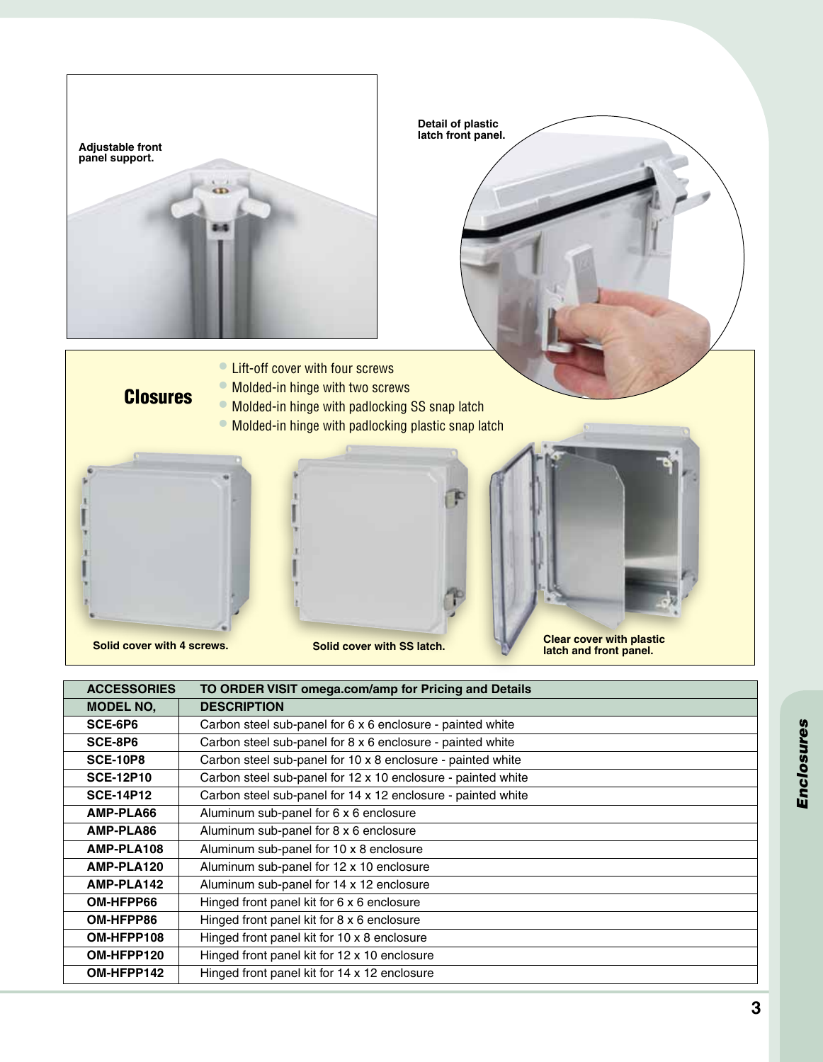Adjustable front panel support.

Detail of plastic latch front panel.

## Closures

- Lift-off cover with four screws
- Molded-in hinge with two screws
- Molded-in hinge with padlocking SS snap latch
- Molded-in hinge with padlocking plastic snap latch

Solid cover with 4 screws.

Solid cover with SS latch.

Clear cover with plastic latch and front panel.

| ACCESSORIES | TO ORDER VISIT omega.com/amp for Pricing and Details |
|---|---|
| **MODEL NO,** | **DESCRIPTION** |
| **SCE-6P6** | Carbon steel sub-panel for 6 x 6 enclosure - painted white |
| **SCE-8P6** | Carbon steel sub-panel for 8 x 6 enclosure - painted white |
| **SCE-10P8** | Carbon steel sub-panel for 10 x 8 enclosure - painted white |
| **SCE-12P10** | Carbon steel sub-panel for 12 x 10 enclosure - painted white |
| **SCE-14P12** | Carbon steel sub-panel for 14 x 12 enclosure - painted white |
| **AMP-PLA66** | Aluminum sub-panel for 6 x 6 enclosure |
| **AMP-PLA86** | Aluminum sub-panel for 8 x 6 enclosure |
| **AMP-PLA108** | Aluminum sub-panel for 10 x 8 enclosure |
| **AMP-PLA120** | Aluminum sub-panel for 12 x 10 enclosure |
| **AMP-PLA142** | Aluminum sub-panel for 14 x 12 enclosure |
| **OM-HFPP66** | Hinged front panel kit for 6 x 6 enclosure |
| **OM-HFPP86** | Hinged front panel kit for 8 x 6 enclosure |
| **OM-HFPP108** | Hinged front panel kit for 10 x 8 enclosure |
| **OM-HFPP120** | Hinged front panel kit for 12 x 10 enclosure |
| **OM-HFPP142** | Hinged front panel kit for 14 x 12 enclosure |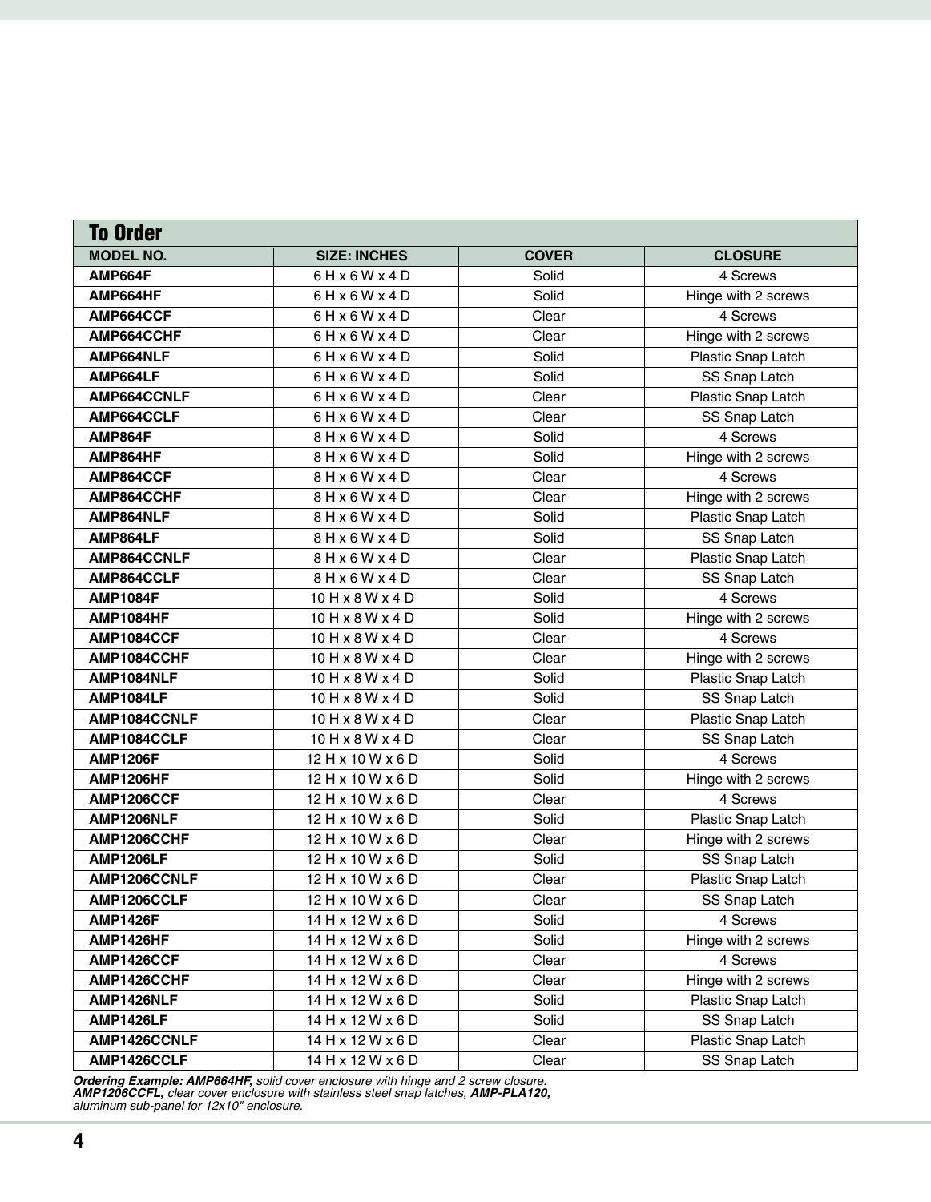## To Order

| MODEL NO. | SIZE: INCHES | COVER | CLOSURE |
|---|---|---|---|
| **AMP664F** | 6 H x 6 W x 4 D | Solid | 4 Screws |
| **AMP664HF** | 6 H x 6 W x 4 D | Solid | Hinge with 2 screws |
| **AMP664CCF** | 6 H x 6 W x 4 D | Clear | 4 Screws |
| **AMP664CCHF** | 6 H x 6 W x 4 D | Clear | Hinge with 2 screws |
| **AMP664NLF** | 6 H x 6 W x 4 D | Solid | Plastic Snap Latch |
| **AMP664LF** | 6 H x 6 W x 4 D | Solid | SS Snap Latch |
| **AMP664CCNLF** | 6 H x 6 W x 4 D | Clear | Plastic Snap Latch |
| **AMP664CCLF** | 6 H x 6 W x 4 D | Clear | SS Snap Latch |
| **AMP864F** | 8 H x 6 W x 4 D | Solid | 4 Screws |
| **AMP864HF** | 8 H x 6 W x 4 D | Solid | Hinge with 2 screws |
| **AMP864CCF** | 8 H x 6 W x 4 D | Clear | 4 Screws |
| **AMP864CCHF** | 8 H x 6 W x 4 D | Clear | Hinge with 2 screws |
| **AMP864NLF** | 8 H x 6 W x 4 D | Solid | Plastic Snap Latch |
| **AMP864LF** | 8 H x 6 W x 4 D | Solid | SS Snap Latch |
| **AMP864CCNLF** | 8 H x 6 W x 4 D | Clear | Plastic Snap Latch |
| **AMP864CCLF** | 8 H x 6 W x 4 D | Clear | SS Snap Latch |
| **AMP1084F** | 10 H x 8 W x 4 D | Solid | 4 Screws |
| **AMP1084HF** | 10 H x 8 W x 4 D | Solid | Hinge with 2 screws |
| **AMP1084CCF** | 10 H x 8 W x 4 D | Clear | 4 Screws |
| **AMP1084CCHF** | 10 H x 8 W x 4 D | Clear | Hinge with 2 screws |
| **AMP1084NLF** | 10 H x 8 W x 4 D | Solid | Plastic Snap Latch |
| **AMP1084LF** | 10 H x 8 W x 4 D | Solid | SS Snap Latch |
| **AMP1084CCNLF** | 10 H x 8 W x 4 D | Clear | Plastic Snap Latch |
| **AMP1084CCLF** | 10 H x 8 W x 4 D | Clear | SS Snap Latch |
| **AMP1206F** | 12 H x 10 W x 6 D | Solid | 4 Screws |
| **AMP1206HF** | 12 H x 10 W x 6 D | Solid | Hinge with 2 screws |
| **AMP1206CCF** | 12 H x 10 W x 6 D | Clear | 4 Screws |
| **AMP1206NLF** | 12 H x 10 W x 6 D | Solid | Plastic Snap Latch |
| **AMP1206CCHF** | 12 H x 10 W x 6 D | Clear | Hinge with 2 screws |
| **AMP1206LF** | 12 H x 10 W x 6 D | Solid | SS Snap Latch |
| **AMP1206CCNLF** | 12 H x 10 W x 6 D | Clear | Plastic Snap Latch |
| **AMP1206CCLF** | 12 H x 10 W x 6 D | Clear | SS Snap Latch |
| **AMP1426F** | 14 H x 12 W x 6 D | Solid | 4 Screws |
| **AMP1426HF** | 14 H x 12 W x 6 D | Solid | Hinge with 2 screws |
| **AMP1426CCF** | 14 H x 12 W x 6 D | Clear | 4 Screws |
| **AMP1426CCHF** | 14 H x 12 W x 6 D | Clear | Hinge with 2 screws |
| **AMP1426NLF** | 14 H x 12 W x 6 D | Solid | Plastic Snap Latch |
| **AMP1426LF** | 14 H x 12 W x 6 D | Solid | SS Snap Latch |
| **AMP1426CCNLF** | 14 H x 12 W x 6 D | Clear | Plastic Snap Latch |
| **AMP1426CCLF** | 14 H x 12 W x 6 D | Clear | SS Snap Latch |

***Ordering Example: AMP664HF,*** *solid cover enclosure with hinge and 2 screw closure.* ***AMP1206CCFL,*** *clear cover enclosure with stainless steel snap latches,* ***AMP-PLA120,*** *aluminum sub-panel for 12x10" enclosure.*